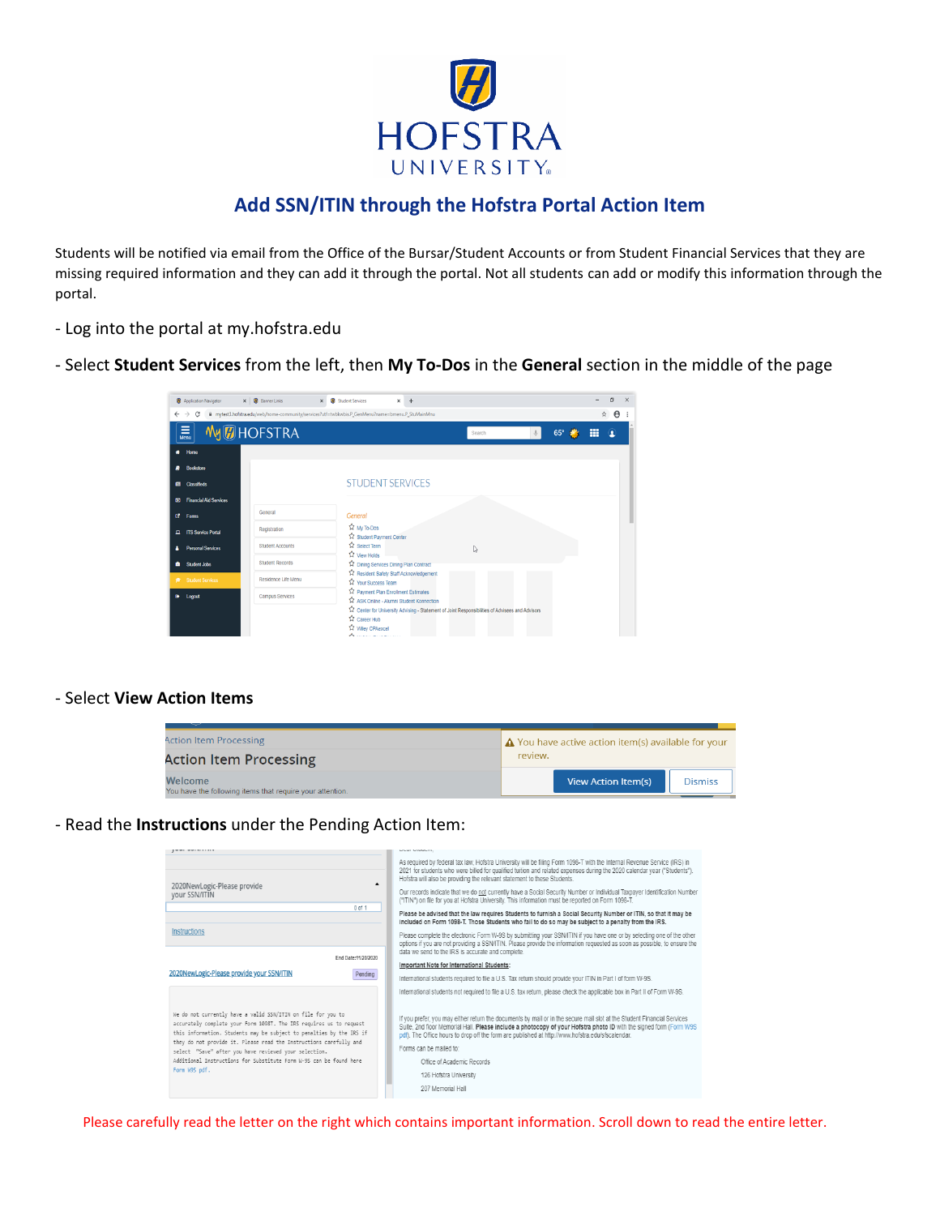# Add SSN/ITIN through the Hofstra Portal Action Item

Students will be notified via email from the Office of the Bursar/Student Accounts or from Student Financial Services that they are missing required information and they can add it through the portal. Not all students can add or modify this information through the portal.

- Log into the portal at my.hofstra.edu

- Select **Student Services** from the left, then **My To-Dos** in the **General** section in the middle of the page

- Select **View Action Items**

- Read the **Instructions** under the Pending Action Item:

Please carefully read the letter on the right which contains important information. Scroll down to read the entire letter.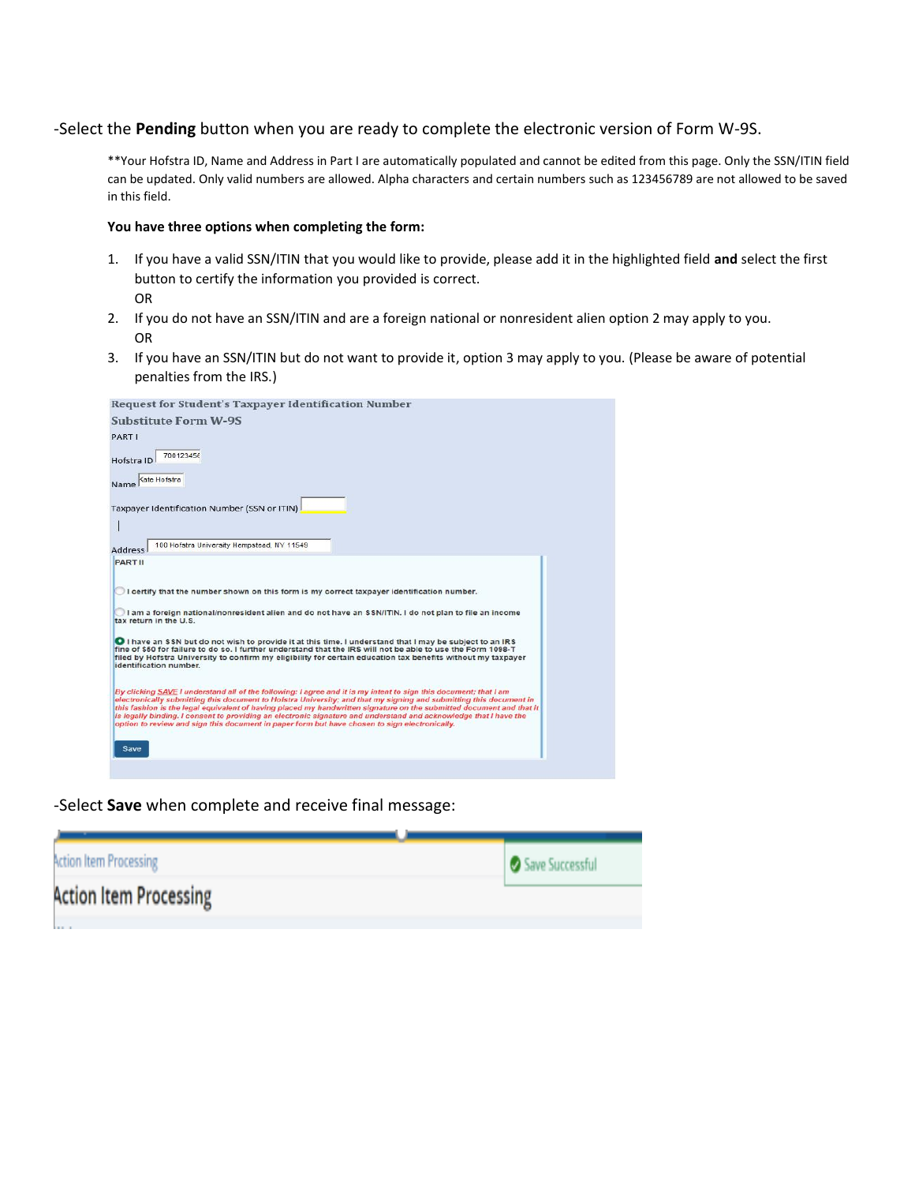-Select the **Pending** button when you are ready to complete the electronic version of Form W-9S.

**Your Hofstra ID, Name and Address in Part I are automatically populated and cannot be edited from this page. Only the SSN/ITIN field can be updated. Only valid numbers are allowed. Alpha characters and certain numbers such as 123456789 are not allowed to be saved in this field.

**You have three options when completing the form:**

1. If you have a valid SSN/ITIN that you would like to provide, please add it in the highlighted field **and** select the first button to certify the information you provided is correct.
   OR
2. If you do not have an SSN/ITIN and are a foreign national or nonresident alien option 2 may apply to you.
   OR
3. If you have an SSN/ITIN but do not want to provide it, option 3 may apply to you. (Please be aware of potential penalties from the IRS.)

Request for Student's Taxpayer Identification Number

Substitute Form W-9S

PART I

Hofstra ID 700123456

Name Kate Hofstra

Taxpayer Identification Number (SSN or ITIN)

Address 100 Hofstra University Hempstead, NY 11549

PART II

I certify that the number shown on this form is my correct taxpayer identification number.

I am a foreign national/nonresident alien and do not have an SSN/ITIN. I do not plan to file an income tax return in the U.S.

I have an SSN but do not wish to provide it at this time. I understand that I may be subject to an IRS fine of $50 for failure to do so. I further understand that the IRS will not be able to use the Form 1098-T filed by Hofstra University to confirm my eligibility for certain education tax benefits without my taxpayer identification number.

*By clicking SAVE I understand all of the following: I agree and it is my intent to sign this document; that I am electronically submitting this document to Hofstra University; and that my signing and submitting this document in this fashion is the legal equivalent of having placed my handwritten signature on the submitted document and that it is legally binding. I consent to providing an electronic signature and understand and acknowledge that I have the option to review and sign this document in paper form but have chosen to sign electronically.*

Save

-Select **Save** when complete and receive final message:

Action Item Processing

Save Successful

Action Item Processing